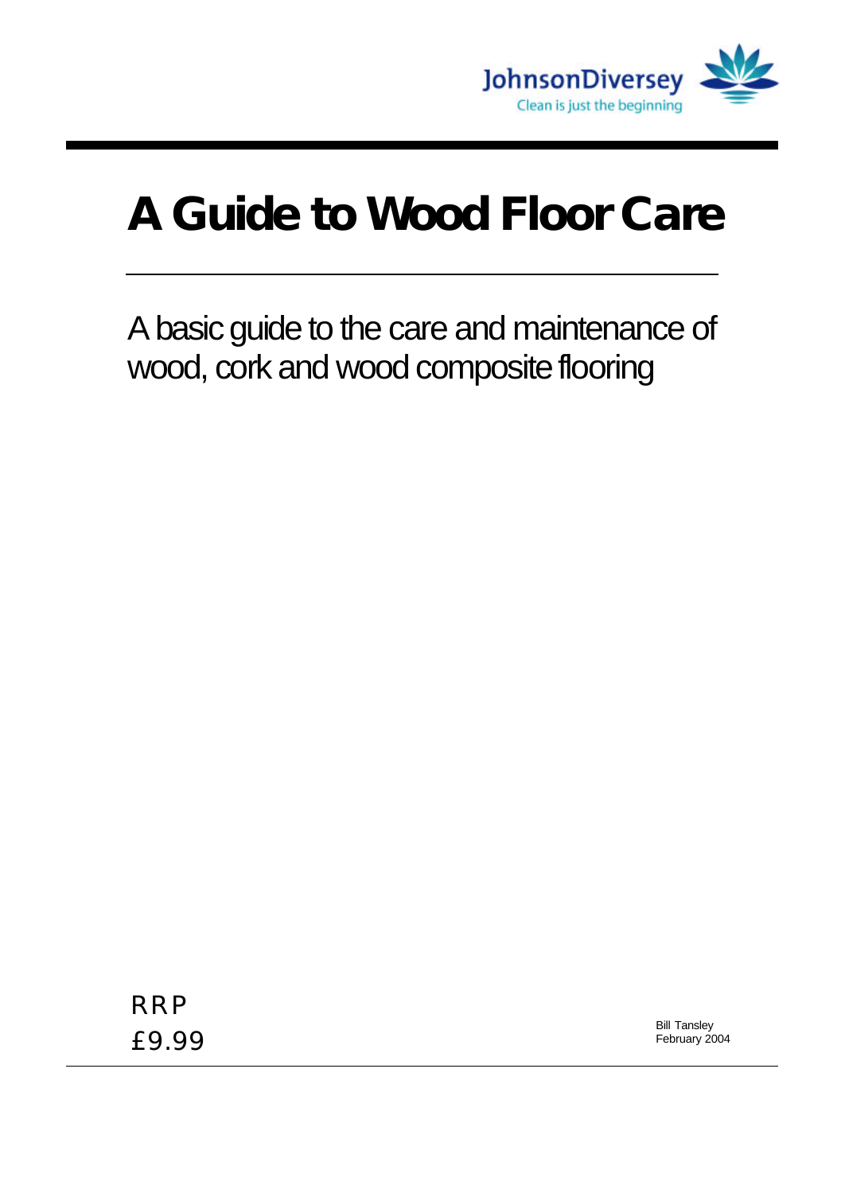JohnsonDiversey
Clean is just the beginning

# A Guide to Wood Floor Care

A basic guide to the care and maintenance of wood, cork and wood composite flooring

RRP
£9.99

Bill Tansley
February 2004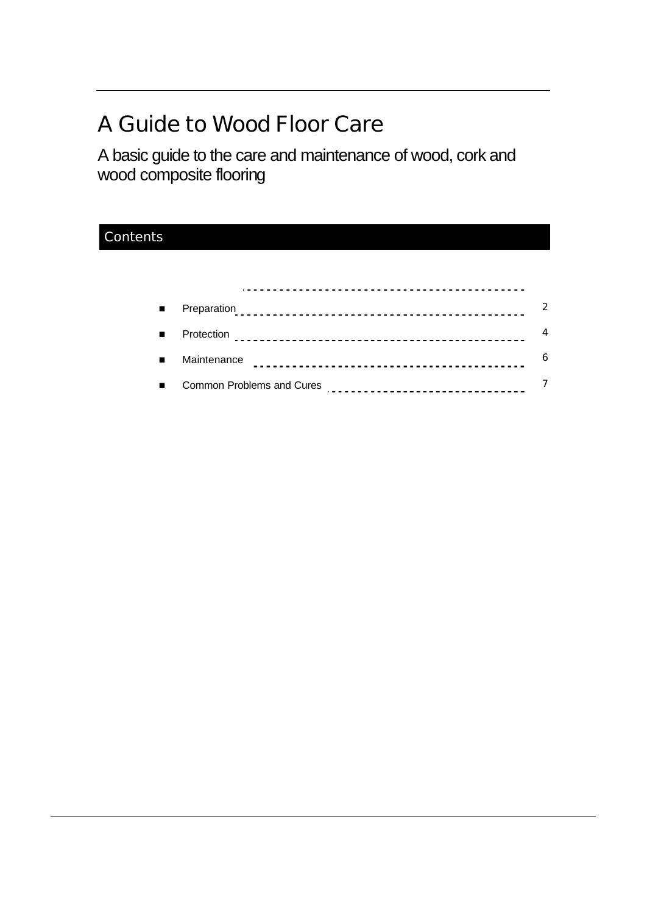# A Guide to Wood Floor Care

## A basic guide to the care and maintenance of wood, cork and wood composite flooring

### Contents

- Preparation 2
- Protection 4
- Maintenance 6
- Common Problems and Cures 7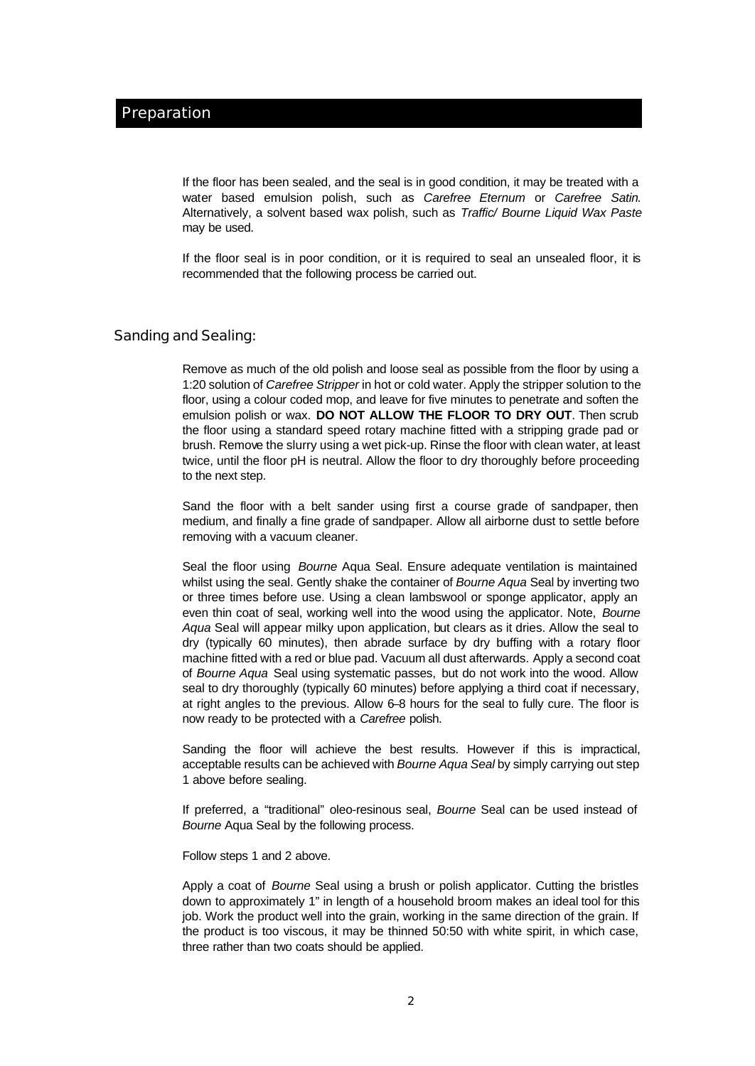## Preparation

If the floor has been sealed, and the seal is in good condition, it may be treated with a water based emulsion polish, such as *Carefree Eternum* or *Carefree Satin*. Alternatively, a solvent based wax polish, such as *Traffic/ Bourne Liquid Wax Paste* may be used.

If the floor seal is in poor condition, or it is required to seal an unsealed floor, it is recommended that the following process be carried out.

### Sanding and Sealing:

Remove as much of the old polish and loose seal as possible from the floor by using a 1:20 solution of *Carefree Stripper* in hot or cold water. Apply the stripper solution to the floor, using a colour coded mop, and leave for five minutes to penetrate and soften the emulsion polish or wax. **DO NOT ALLOW THE FLOOR TO DRY OUT**. Then scrub the floor using a standard speed rotary machine fitted with a stripping grade pad or brush. Remove the slurry using a wet pick-up. Rinse the floor with clean water, at least twice, until the floor pH is neutral. Allow the floor to dry thoroughly before proceeding to the next step.

Sand the floor with a belt sander using first a course grade of sandpaper, then medium, and finally a fine grade of sandpaper. Allow all airborne dust to settle before removing with a vacuum cleaner.

Seal the floor using *Bourne* Aqua Seal. Ensure adequate ventilation is maintained whilst using the seal. Gently shake the container of *Bourne Aqua* Seal by inverting two or three times before use. Using a clean lambswool or sponge applicator, apply an even thin coat of seal, working well into the wood using the applicator. Note, *Bourne Aqua* Seal will appear milky upon application, but clears as it dries. Allow the seal to dry (typically 60 minutes), then abrade surface by dry buffing with a rotary floor machine fitted with a red or blue pad. Vacuum all dust afterwards. Apply a second coat of *Bourne Aqua* Seal using systematic passes, but do not work into the wood. Allow seal to dry thoroughly (typically 60 minutes) before applying a third coat if necessary, at right angles to the previous. Allow 6–8 hours for the seal to fully cure. The floor is now ready to be protected with a *Carefree* polish.

Sanding the floor will achieve the best results. However if this is impractical, acceptable results can be achieved with *Bourne Aqua Seal* by simply carrying out step 1 above before sealing.

If preferred, a "traditional" oleo-resinous seal, *Bourne* Seal can be used instead of *Bourne* Aqua Seal by the following process.

Follow steps 1 and 2 above.

Apply a coat of *Bourne* Seal using a brush or polish applicator. Cutting the bristles down to approximately 1" in length of a household broom makes an ideal tool for this job. Work the product well into the grain, working in the same direction of the grain. If the product is too viscous, it may be thinned 50:50 with white spirit, in which case, three rather than two coats should be applied.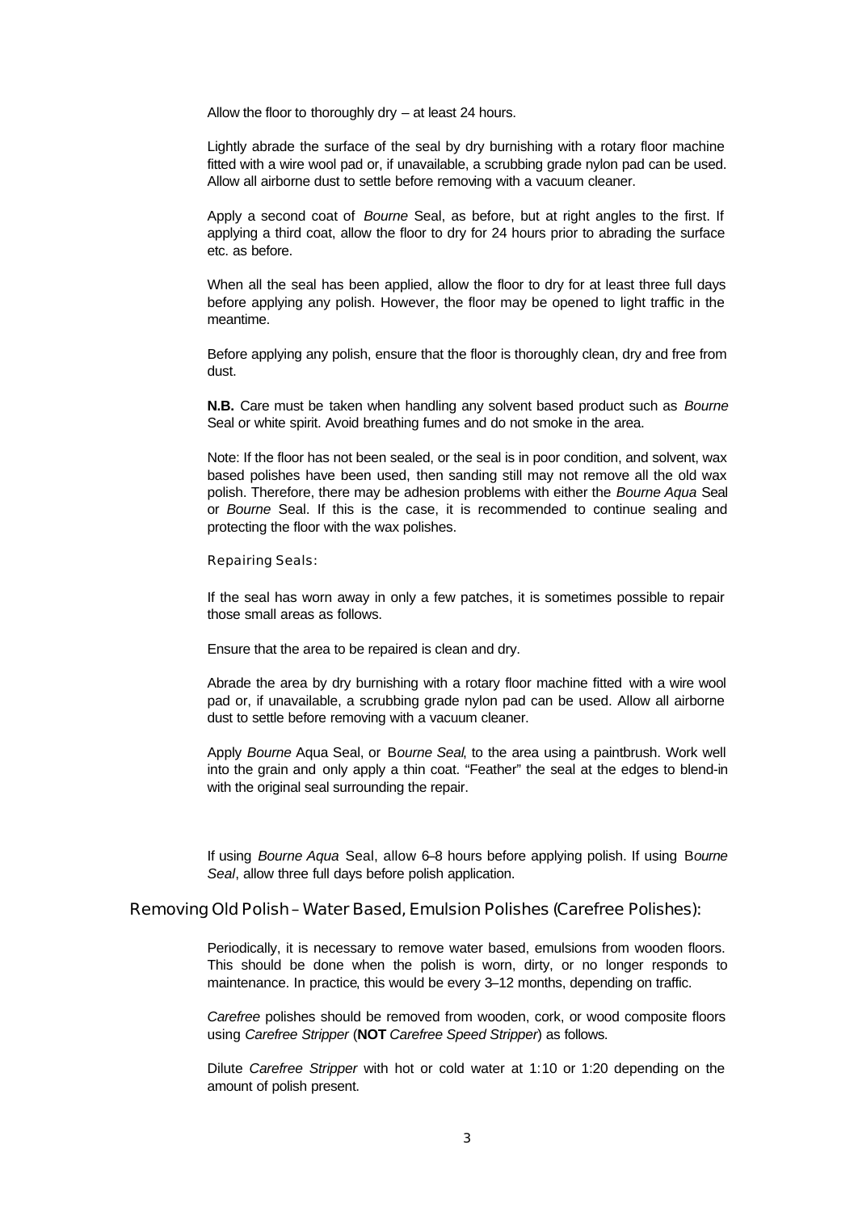Allow the floor to thoroughly dry – at least 24 hours.

Lightly abrade the surface of the seal by dry burnishing with a rotary floor machine fitted with a wire wool pad or, if unavailable, a scrubbing grade nylon pad can be used. Allow all airborne dust to settle before removing with a vacuum cleaner.

Apply a second coat of *Bourne* Seal, as before, but at right angles to the first. If applying a third coat, allow the floor to dry for 24 hours prior to abrading the surface etc. as before.

When all the seal has been applied, allow the floor to dry for at least three full days before applying any polish. However, the floor may be opened to light traffic in the meantime.

Before applying any polish, ensure that the floor is thoroughly clean, dry and free from dust.

**N.B.** Care must be taken when handling any solvent based product such as *Bourne* Seal or white spirit. Avoid breathing fumes and do not smoke in the area.

Note: If the floor has not been sealed, or the seal is in poor condition, and solvent, wax based polishes have been used, then sanding still may not remove all the old wax polish. Therefore, there may be adhesion problems with either the *Bourne Aqua* Seal or *Bourne* Seal. If this is the case, it is recommended to continue sealing and protecting the floor with the wax polishes.

### Repairing Seals:

If the seal has worn away in only a few patches, it is sometimes possible to repair those small areas as follows.

Ensure that the area to be repaired is clean and dry.

Abrade the area by dry burnishing with a rotary floor machine fitted with a wire wool pad or, if unavailable, a scrubbing grade nylon pad can be used. Allow all airborne dust to settle before removing with a vacuum cleaner.

Apply *Bourne* Aqua Seal, or B*ourne Seal*, to the area using a paintbrush. Work well into the grain and only apply a thin coat. "Feather" the seal at the edges to blend-in with the original seal surrounding the repair.

If using *Bourne Aqua* Seal, allow 6–8 hours before applying polish. If using B*ourne Seal*, allow three full days before polish application.

## Removing Old Polish – Water Based, Emulsion Polishes (Carefree Polishes):

Periodically, it is necessary to remove water based, emulsions from wooden floors. This should be done when the polish is worn, dirty, or no longer responds to maintenance. In practice, this would be every 3–12 months, depending on traffic.

*Carefree* polishes should be removed from wooden, cork, or wood composite floors using *Carefree Stripper* (**NOT** *Carefree Speed Stripper*) as follows.

Dilute *Carefree Stripper* with hot or cold water at 1:10 or 1:20 depending on the amount of polish present.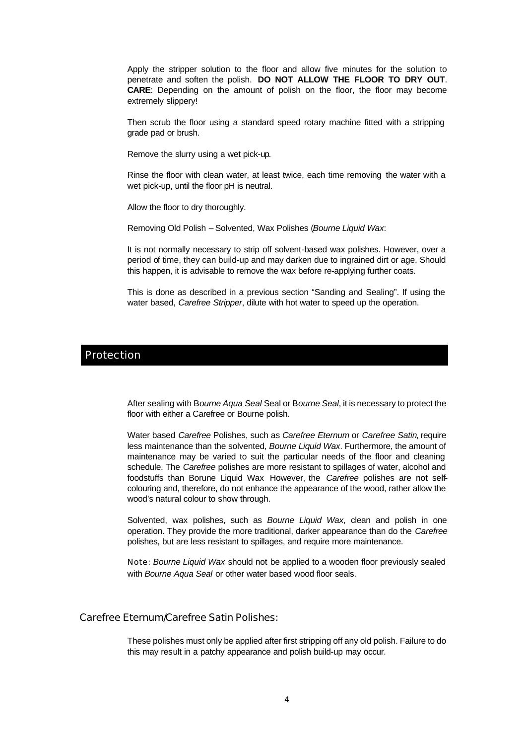Apply the stripper solution to the floor and allow five minutes for the solution to penetrate and soften the polish. **DO NOT ALLOW THE FLOOR TO DRY OUT**. **CARE**: Depending on the amount of polish on the floor, the floor may become extremely slippery!

Then scrub the floor using a standard speed rotary machine fitted with a stripping grade pad or brush.

Remove the slurry using a wet pick-up.

Rinse the floor with clean water, at least twice, each time removing the water with a wet pick-up, until the floor pH is neutral.

Allow the floor to dry thoroughly.

Removing Old Polish – Solvented, Wax Polishes (*Bourne Liquid Wax*:

It is not normally necessary to strip off solvent-based wax polishes. However, over a period of time, they can build-up and may darken due to ingrained dirt or age. Should this happen, it is advisable to remove the wax before re-applying further coats.

This is done as described in a previous section "Sanding and Sealing". If using the water based, *Carefree Stripper*, dilute with hot water to speed up the operation.

## Protection

After sealing with B*ourne Aqua Seal* Seal or B*ourne Seal*, it is necessary to protect the floor with either a Carefree or Bourne polish.

Water based *Carefree* Polishes, such as *Carefree Eternum* or *Carefree Satin*, require less maintenance than the solvented, *Bourne Liquid Wax*. Furthermore, the amount of maintenance may be varied to suit the particular needs of the floor and cleaning schedule. The *Carefree* polishes are more resistant to spillages of water, alcohol and foodstuffs than Borune Liquid Wax However, the *Carefree* polishes are not self-colouring and, therefore, do not enhance the appearance of the wood, rather allow the wood's natural colour to show through.

Solvented, wax polishes, such as *Bourne Liquid Wax*, clean and polish in one operation. They provide the more traditional, darker appearance than do the *Carefree* polishes, but are less resistant to spillages, and require more maintenance.

Note: *Bourne Liquid Wax* should not be applied to a wooden floor previously sealed with *Bourne Aqua Seal* or other water based wood floor seals.

### Carefree Eternum/Carefree Satin Polishes:

These polishes must only be applied after first stripping off any old polish. Failure to do this may result in a patchy appearance and polish build-up may occur.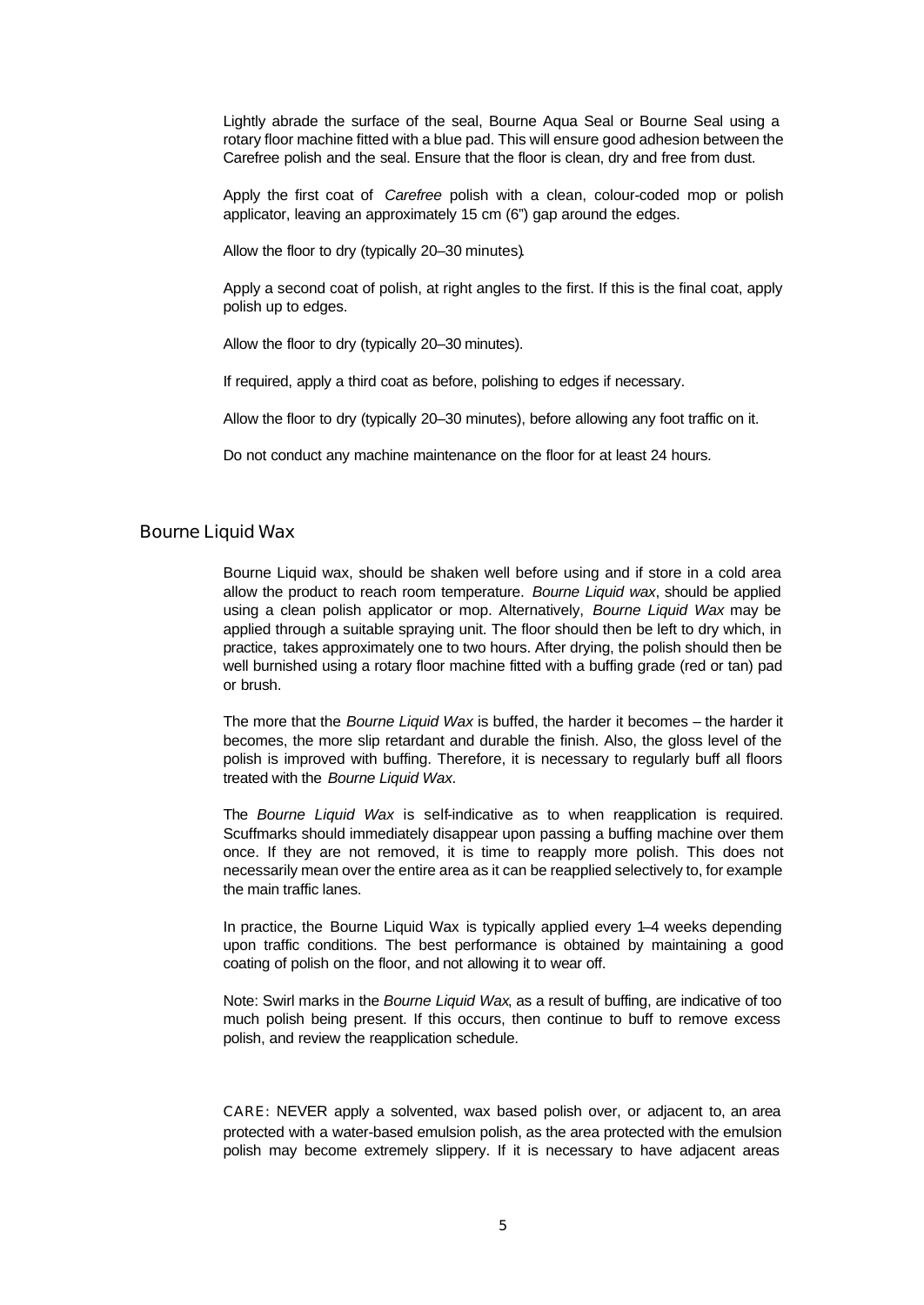Lightly abrade the surface of the seal, Bourne Aqua Seal or Bourne Seal using a rotary floor machine fitted with a blue pad. This will ensure good adhesion between the Carefree polish and the seal. Ensure that the floor is clean, dry and free from dust.

Apply the first coat of *Carefree* polish with a clean, colour-coded mop or polish applicator, leaving an approximately 15 cm (6") gap around the edges.

Allow the floor to dry (typically 20–30 minutes).

Apply a second coat of polish, at right angles to the first. If this is the final coat, apply polish up to edges.

Allow the floor to dry (typically 20–30 minutes).

If required, apply a third coat as before, polishing to edges if necessary.

Allow the floor to dry (typically 20–30 minutes), before allowing any foot traffic on it.

Do not conduct any machine maintenance on the floor for at least 24 hours.

## Bourne Liquid Wax

Bourne Liquid wax, should be shaken well before using and if store in a cold area allow the product to reach room temperature. *Bourne Liquid wax*, should be applied using a clean polish applicator or mop. Alternatively, *Bourne Liquid Wax* may be applied through a suitable spraying unit. The floor should then be left to dry which, in practice, takes approximately one to two hours. After drying, the polish should then be well burnished using a rotary floor machine fitted with a buffing grade (red or tan) pad or brush.

The more that the *Bourne Liquid Wax* is buffed, the harder it becomes – the harder it becomes, the more slip retardant and durable the finish. Also, the gloss level of the polish is improved with buffing. Therefore, it is necessary to regularly buff all floors treated with the *Bourne Liquid Wax*.

The *Bourne Liquid Wax* is self-indicative as to when reapplication is required. Scuffmarks should immediately disappear upon passing a buffing machine over them once. If they are not removed, it is time to reapply more polish. This does not necessarily mean over the entire area as it can be reapplied selectively to, for example the main traffic lanes.

In practice, the Bourne Liquid Wax is typically applied every 1–4 weeks depending upon traffic conditions. The best performance is obtained by maintaining a good coating of polish on the floor, and not allowing it to wear off.

Note: Swirl marks in the *Bourne Liquid Wax*, as a result of buffing, are indicative of too much polish being present. If this occurs, then continue to buff to remove excess polish, and review the reapplication schedule.

CARE: NEVER apply a solvented, wax based polish over, or adjacent to, an area protected with a water-based emulsion polish, as the area protected with the emulsion polish may become extremely slippery. If it is necessary to have adjacent areas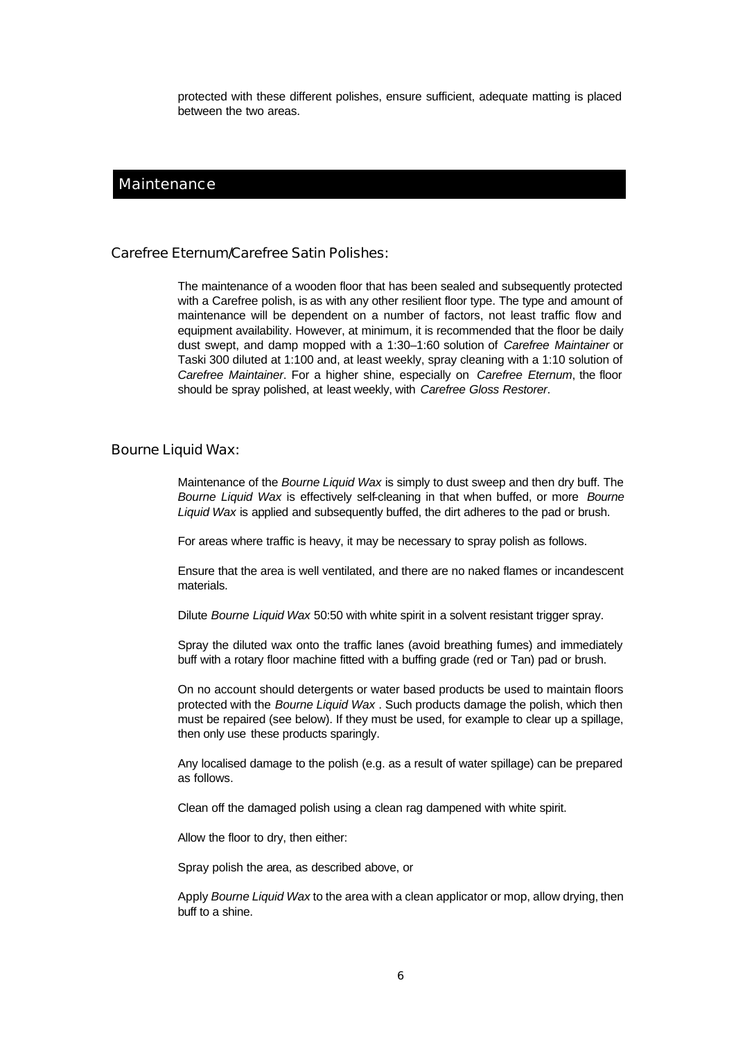protected with these different polishes, ensure sufficient, adequate matting is placed between the two areas.

# Maintenance

## Carefree Eternum/Carefree Satin Polishes:

The maintenance of a wooden floor that has been sealed and subsequently protected with a Carefree polish, is as with any other resilient floor type. The type and amount of maintenance will be dependent on a number of factors, not least traffic flow and equipment availability. However, at minimum, it is recommended that the floor be daily dust swept, and damp mopped with a 1:30–1:60 solution of *Carefree Maintainer* or Taski 300 diluted at 1:100 and, at least weekly, spray cleaning with a 1:10 solution of *Carefree Maintainer*. For a higher shine, especially on *Carefree Eternum*, the floor should be spray polished, at least weekly, with *Carefree Gloss Restorer*.

## Bourne Liquid Wax:

Maintenance of the *Bourne Liquid Wax* is simply to dust sweep and then dry buff. The *Bourne Liquid Wax* is effectively self-cleaning in that when buffed, or more *Bourne Liquid Wax* is applied and subsequently buffed, the dirt adheres to the pad or brush.

For areas where traffic is heavy, it may be necessary to spray polish as follows.

Ensure that the area is well ventilated, and there are no naked flames or incandescent materials.

Dilute *Bourne Liquid Wax* 50:50 with white spirit in a solvent resistant trigger spray.

Spray the diluted wax onto the traffic lanes (avoid breathing fumes) and immediately buff with a rotary floor machine fitted with a buffing grade (red or Tan) pad or brush.

On no account should detergents or water based products be used to maintain floors protected with the *Bourne Liquid Wax* . Such products damage the polish, which then must be repaired (see below). If they must be used, for example to clear up a spillage, then only use these products sparingly.

Any localised damage to the polish (e.g. as a result of water spillage) can be prepared as follows.

Clean off the damaged polish using a clean rag dampened with white spirit.

Allow the floor to dry, then either:

Spray polish the area, as described above, or

Apply *Bourne Liquid Wax* to the area with a clean applicator or mop, allow drying, then buff to a shine.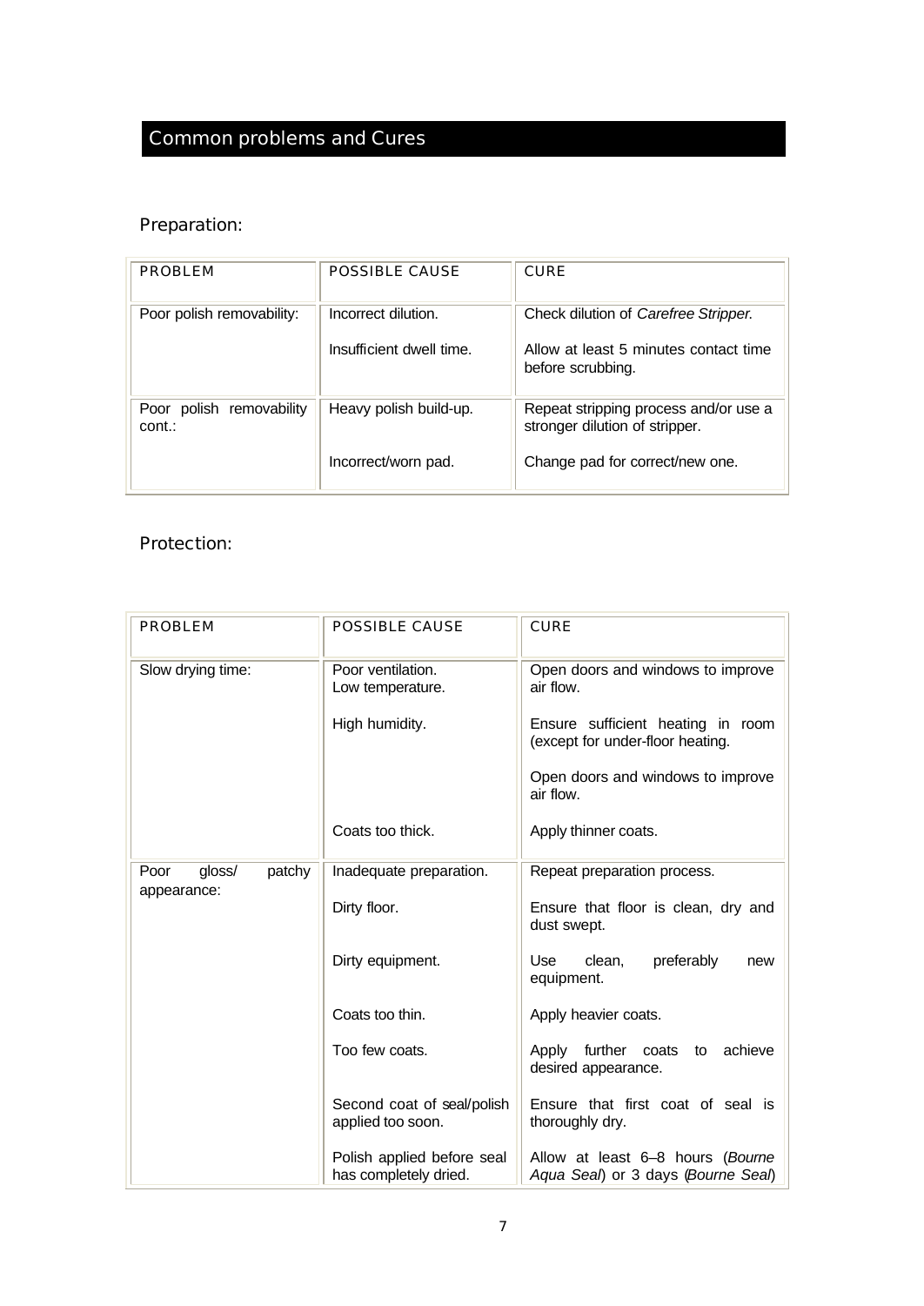## Common problems and Cures

### Preparation:

| PROBLEM | POSSIBLE CAUSE | CURE |
|---|---|---|
| Poor polish removability: | Incorrect dilution. | Check dilution of *Carefree Stripper.* |
| | Insufficient dwell time. | Allow at least 5 minutes contact time before scrubbing. |
| Poor polish removability cont.: | Heavy polish build-up. | Repeat stripping process and/or use a stronger dilution of stripper. |
| | Incorrect/worn pad. | Change pad for correct/new one. |

### Protection:

| PROBLEM | POSSIBLE CAUSE | CURE |
|---|---|---|
| Slow drying time: | Poor ventilation. Low temperature. | Open doors and windows to improve air flow. |
| | High humidity. | Ensure sufficient heating in room (except for under-floor heating. |
| | | Open doors and windows to improve air flow. |
| | Coats too thick. | Apply thinner coats. |
| Poor gloss/ patchy appearance: | Inadequate preparation. | Repeat preparation process. |
| | Dirty floor. | Ensure that floor is clean, dry and dust swept. |
| | Dirty equipment. | Use clean, preferably new equipment. |
| | Coats too thin. | Apply heavier coats. |
| | Too few coats. | Apply further coats to achieve desired appearance. |
| | Second coat of seal/polish applied too soon. | Ensure that first coat of seal is thoroughly dry. |
| | Polish applied before seal has completely dried. | Allow at least 6–8 hours (*Bourne Aqua Seal*) or 3 days (*Bourne Seal*) |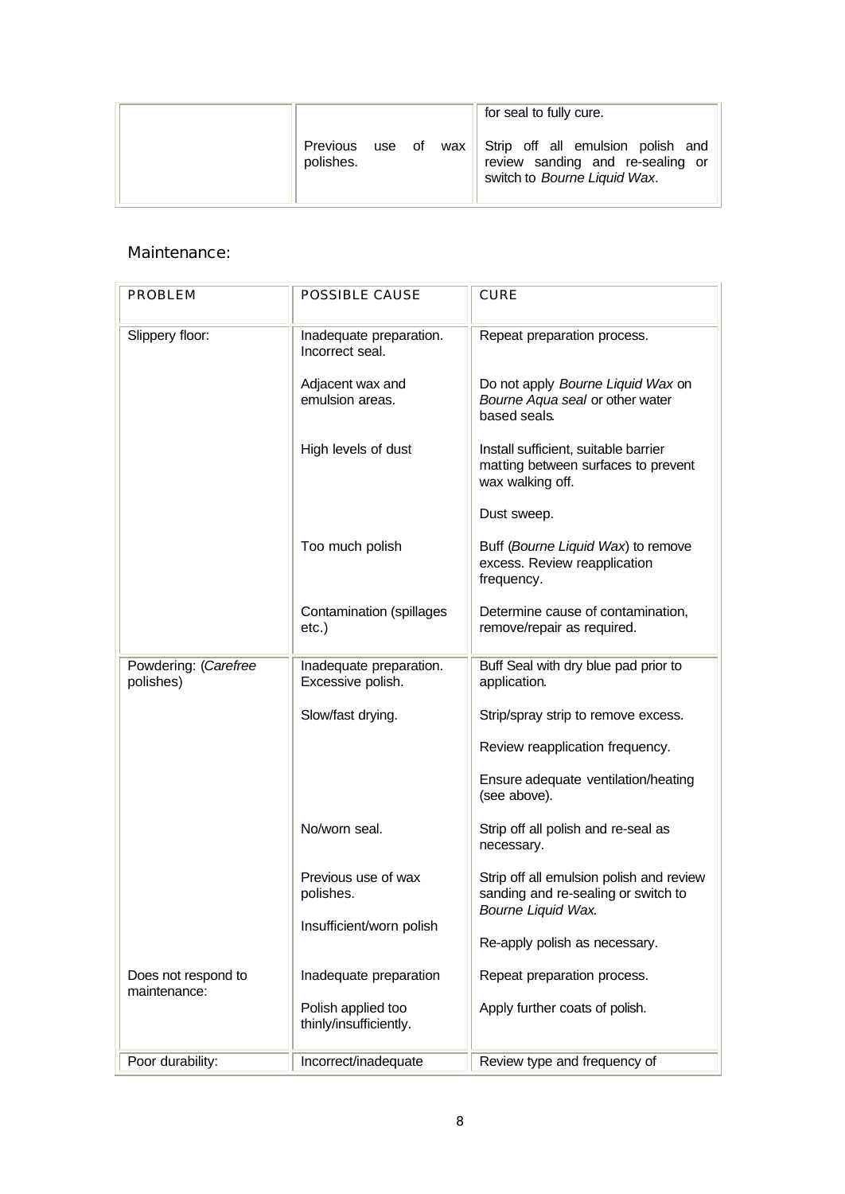| | | |
|---|---|---|
| | | for seal to fully cure. |
| | Previous use of wax polishes. | Strip off all emulsion polish and review sanding and re-sealing or switch to *Bourne Liquid Wax*. |

## Maintenance:

| PROBLEM | POSSIBLE CAUSE | CURE |
|---|---|---|
| Slippery floor: | Inadequate preparation. Incorrect seal. | Repeat preparation process. |
| | Adjacent wax and emulsion areas. | Do not apply *Bourne Liquid Wax* on *Bourne Aqua seal* or other water based seals. |
| | High levels of dust | Install sufficient, suitable barrier matting between surfaces to prevent wax walking off.<br><br>Dust sweep. |
| | Too much polish | Buff (*Bourne Liquid Wax*) to remove excess. Review reapplication frequency. |
| | Contamination (spillages etc.) | Determine cause of contamination, remove/repair as required. |
| Powdering: (*Carefree* polishes) | Inadequate preparation. Excessive polish. | Buff Seal with dry blue pad prior to application. |
| | Slow/fast drying. | Strip/spray strip to remove excess.<br><br>Review reapplication frequency.<br><br>Ensure adequate ventilation/heating (see above). |
| | No/worn seal. | Strip off all polish and re-seal as necessary. |
| | Previous use of wax polishes. | Strip off all emulsion polish and review sanding and re-sealing or switch to *Bourne Liquid Wax*. |
| | Insufficient/worn polish | Re-apply polish as necessary. |
| Does not respond to maintenance: | Inadequate preparation | Repeat preparation process. |
| | Polish applied too thinly/insufficiently. | Apply further coats of polish. |
| Poor durability: | Incorrect/inadequate | Review type and frequency of |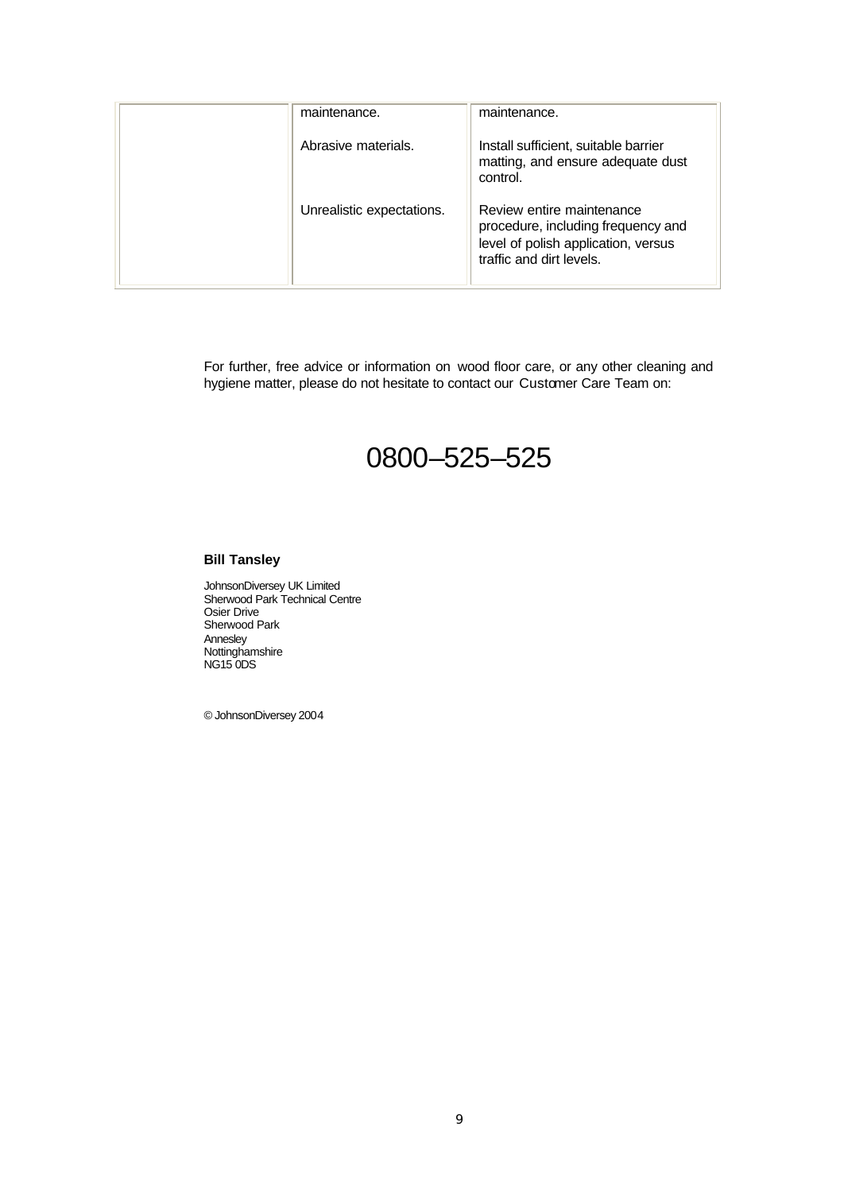| | | |
|---|---|---|
| | maintenance. | maintenance. |
| | Abrasive materials. | Install sufficient, suitable barrier matting, and ensure adequate dust control. |
| | Unrealistic expectations. | Review entire maintenance procedure, including frequency and level of polish application, versus traffic and dirt levels. |

For further, free advice or information on wood floor care, or any other cleaning and hygiene matter, please do not hesitate to contact our Customer Care Team on:

# 0800–525–525

**Bill Tansley**

JohnsonDiversey UK Limited
Sherwood Park Technical Centre
Osier Drive
Sherwood Park
Annesley
Nottinghamshire
NG15 0DS

© JohnsonDiversey 2004